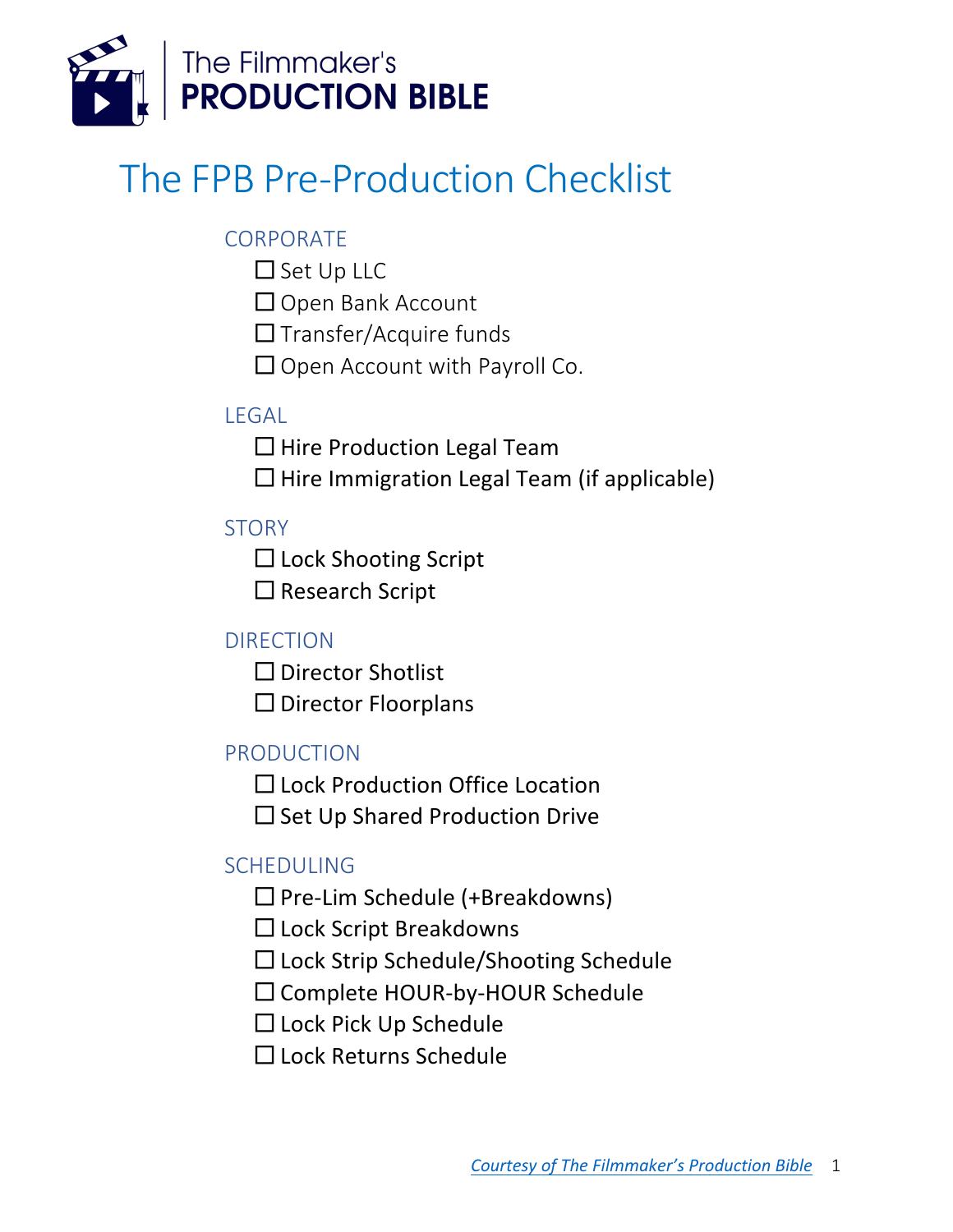The Filmmaker's **PRODUCTION BIBLE**

# The FPB Pre-Production Checklist

## CORPORATE

- ☐ Set Up LLC
- ☐ Open Bank Account
- ☐ Transfer/Acquire funds
- ☐ Open Account with Payroll Co.

## LEGAL

- ☐ Hire Production Legal Team
- ☐ Hire Immigration Legal Team (if applicable)

## STORY

- ☐ Lock Shooting Script
- ☐ Research Script

## DIRECTION

- ☐ Director Shotlist
- ☐ Director Floorplans

## PRODUCTION

- ☐ Lock Production Office Location
- ☐ Set Up Shared Production Drive

## SCHEDULING

- ☐ Pre-Lim Schedule (+Breakdowns)
- ☐ Lock Script Breakdowns
- ☐ Lock Strip Schedule/Shooting Schedule
- ☐ Complete HOUR-by-HOUR Schedule
- ☐ Lock Pick Up Schedule
- ☐ Lock Returns Schedule

*Courtesy of The Filmmaker's Production Bible*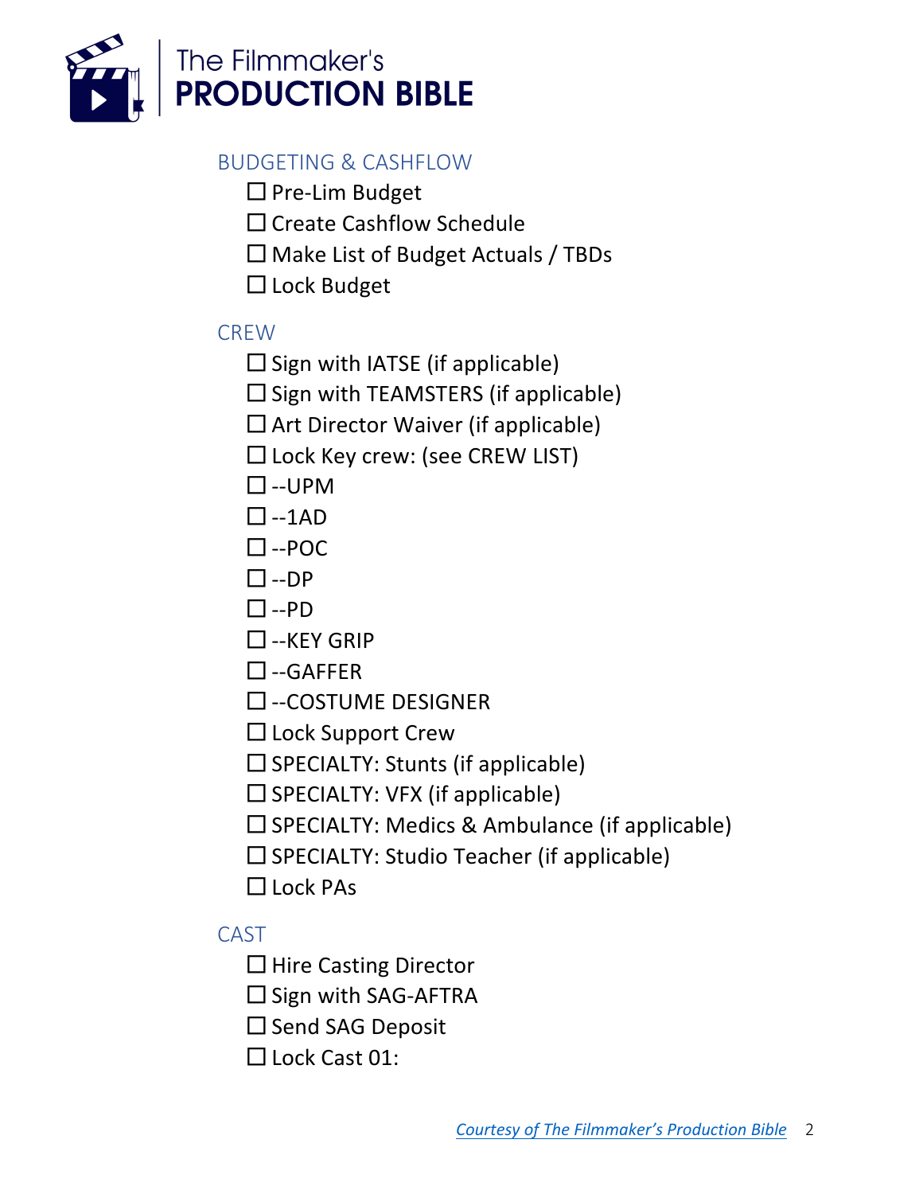## BUDGETING & CASHFLOW

- ☐ Pre-Lim Budget
- ☐ Create Cashflow Schedule
- ☐ Make List of Budget Actuals / TBDs
- ☐ Lock Budget

## CREW

- ☐ Sign with IATSE (if applicable)
- ☐ Sign with TEAMSTERS (if applicable)
- ☐ Art Director Waiver (if applicable)
- ☐ Lock Key crew: (see CREW LIST)
- ☐ --UPM
- ☐ --1AD
- ☐ --POC
- ☐ --DP
- ☐ --PD
- ☐ --KEY GRIP
- ☐ --GAFFER
- ☐ --COSTUME DESIGNER
- ☐ Lock Support Crew
- ☐ SPECIALTY: Stunts (if applicable)
- ☐ SPECIALTY: VFX (if applicable)
- ☐ SPECIALTY: Medics & Ambulance (if applicable)
- ☐ SPECIALTY: Studio Teacher (if applicable)
- ☐ Lock PAs

## CAST

- ☐ Hire Casting Director
- ☐ Sign with SAG-AFTRA
- ☐ Send SAG Deposit
- ☐ Lock Cast 01: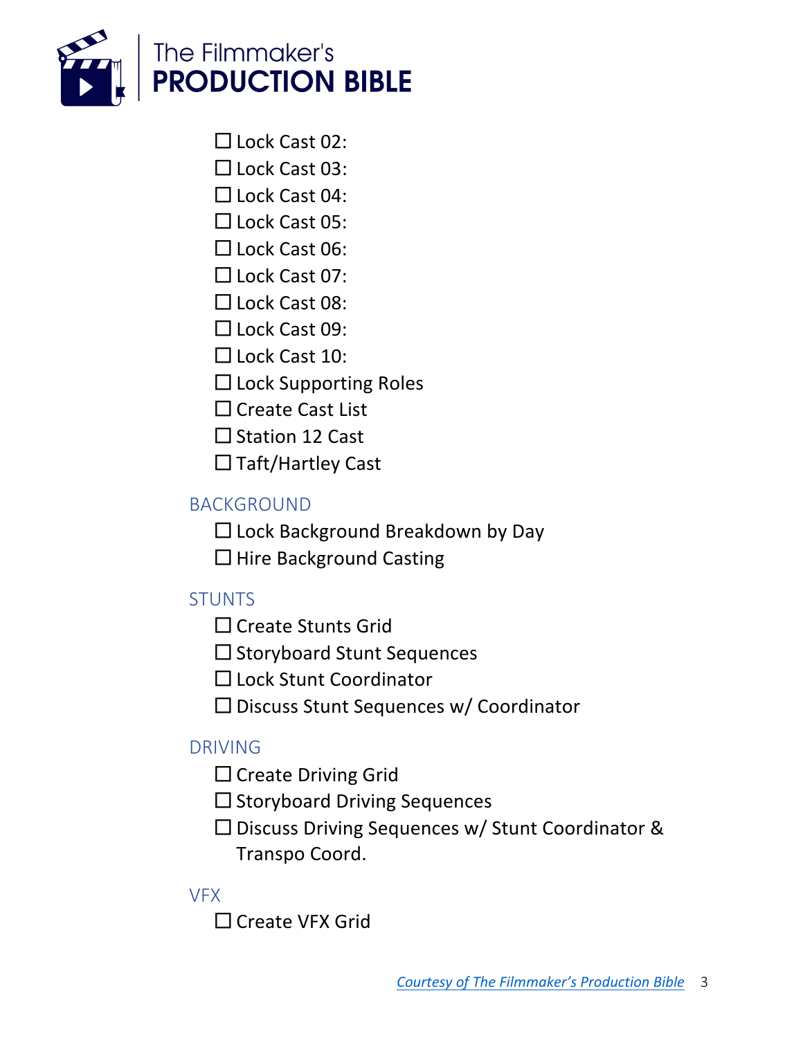- ☐ Lock Cast 02:
- ☐ Lock Cast 03:
- ☐ Lock Cast 04:
- ☐ Lock Cast 05:
- ☐ Lock Cast 06:
- ☐ Lock Cast 07:
- ☐ Lock Cast 08:
- ☐ Lock Cast 09:
- ☐ Lock Cast 10:
- ☐ Lock Supporting Roles
- ☐ Create Cast List
- ☐ Station 12 Cast
- ☐ Taft/Hartley Cast

## BACKGROUND

- ☐ Lock Background Breakdown by Day
- ☐ Hire Background Casting

## STUNTS

- ☐ Create Stunts Grid
- ☐ Storyboard Stunt Sequences
- ☐ Lock Stunt Coordinator
- ☐ Discuss Stunt Sequences w/ Coordinator

## DRIVING

- ☐ Create Driving Grid
- ☐ Storyboard Driving Sequences
- ☐ Discuss Driving Sequences w/ Stunt Coordinator & Transpo Coord.

## VFX

- ☐ Create VFX Grid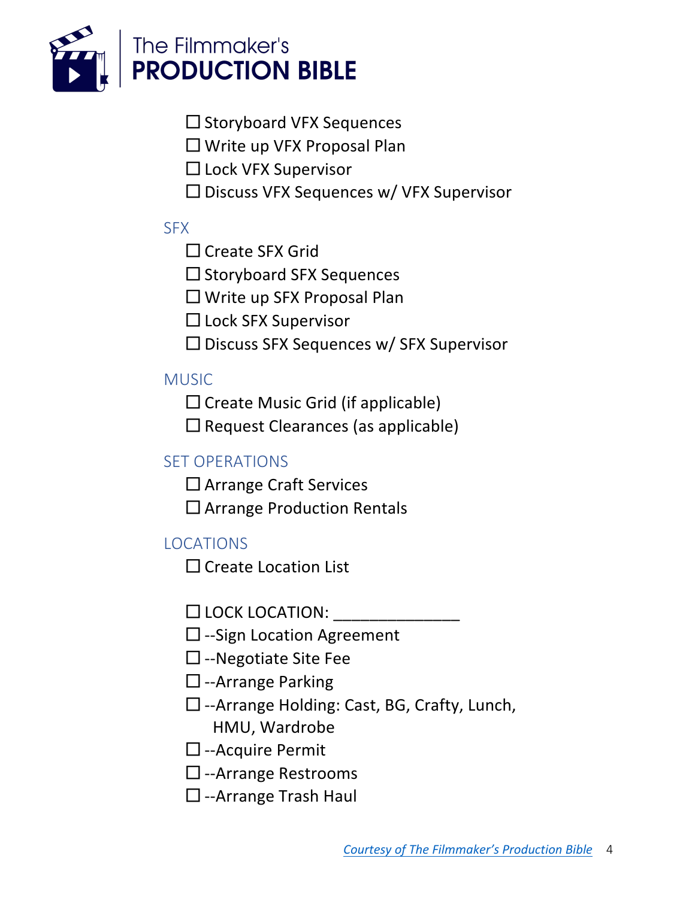- ☐ Storyboard VFX Sequences
- ☐ Write up VFX Proposal Plan
- ☐ Lock VFX Supervisor
- ☐ Discuss VFX Sequences w/ VFX Supervisor

## SFX

- ☐ Create SFX Grid
- ☐ Storyboard SFX Sequences
- ☐ Write up SFX Proposal Plan
- ☐ Lock SFX Supervisor
- ☐ Discuss SFX Sequences w/ SFX Supervisor

## MUSIC

- ☐ Create Music Grid (if applicable)
- ☐ Request Clearances (as applicable)

## SET OPERATIONS

- ☐ Arrange Craft Services
- ☐ Arrange Production Rentals

## LOCATIONS

- ☐ Create Location List

- ☐ LOCK LOCATION: _______________
- ☐ --Sign Location Agreement
- ☐ --Negotiate Site Fee
- ☐ --Arrange Parking
- ☐ --Arrange Holding: Cast, BG, Crafty, Lunch, HMU, Wardrobe
- ☐ --Acquire Permit
- ☐ --Arrange Restrooms
- ☐ --Arrange Trash Haul

*Courtesy of The Filmmaker's Production Bible*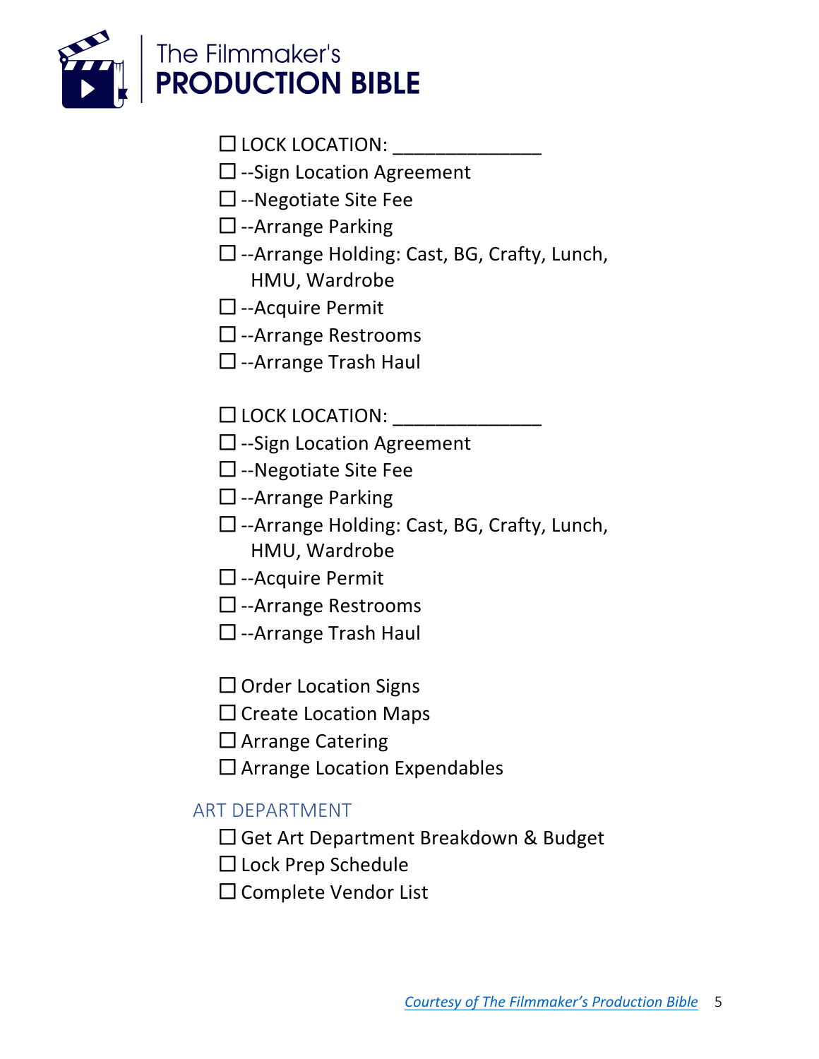☐ LOCK LOCATION: ______________
☐ --Sign Location Agreement
☐ --Negotiate Site Fee
☐ --Arrange Parking
☐ --Arrange Holding: Cast, BG, Crafty, Lunch, HMU, Wardrobe
☐ --Acquire Permit
☐ --Arrange Restrooms
☐ --Arrange Trash Haul

☐ LOCK LOCATION: ______________
☐ --Sign Location Agreement
☐ --Negotiate Site Fee
☐ --Arrange Parking
☐ --Arrange Holding: Cast, BG, Crafty, Lunch, HMU, Wardrobe
☐ --Acquire Permit
☐ --Arrange Restrooms
☐ --Arrange Trash Haul

☐ Order Location Signs
☐ Create Location Maps
☐ Arrange Catering
☐ Arrange Location Expendables

## ART DEPARTMENT

☐ Get Art Department Breakdown & Budget
☐ Lock Prep Schedule
☐ Complete Vendor List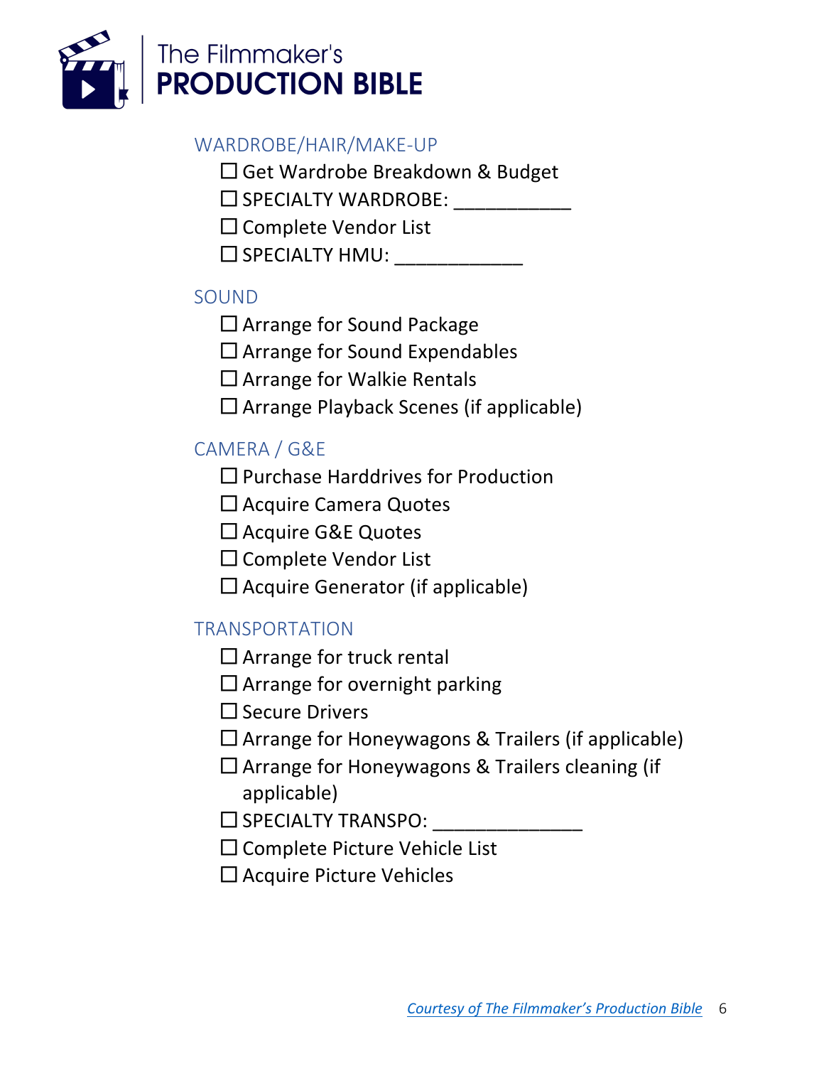## WARDROBE/HAIR/MAKE-UP

- ☐ Get Wardrobe Breakdown & Budget
- ☐ SPECIALTY WARDROBE: ___________
- ☐ Complete Vendor List
- ☐ SPECIALTY HMU: ____________

## SOUND

- ☐ Arrange for Sound Package
- ☐ Arrange for Sound Expendables
- ☐ Arrange for Walkie Rentals
- ☐ Arrange Playback Scenes (if applicable)

## CAMERA / G&E

- ☐ Purchase Harddrives for Production
- ☐ Acquire Camera Quotes
- ☐ Acquire G&E Quotes
- ☐ Complete Vendor List
- ☐ Acquire Generator (if applicable)

## TRANSPORTATION

- ☐ Arrange for truck rental
- ☐ Arrange for overnight parking
- ☐ Secure Drivers
- ☐ Arrange for Honeywagons & Trailers (if applicable)
- ☐ Arrange for Honeywagons & Trailers cleaning (if applicable)
- ☐ SPECIALTY TRANSPO: ______________
- ☐ Complete Picture Vehicle List
- ☐ Acquire Picture Vehicles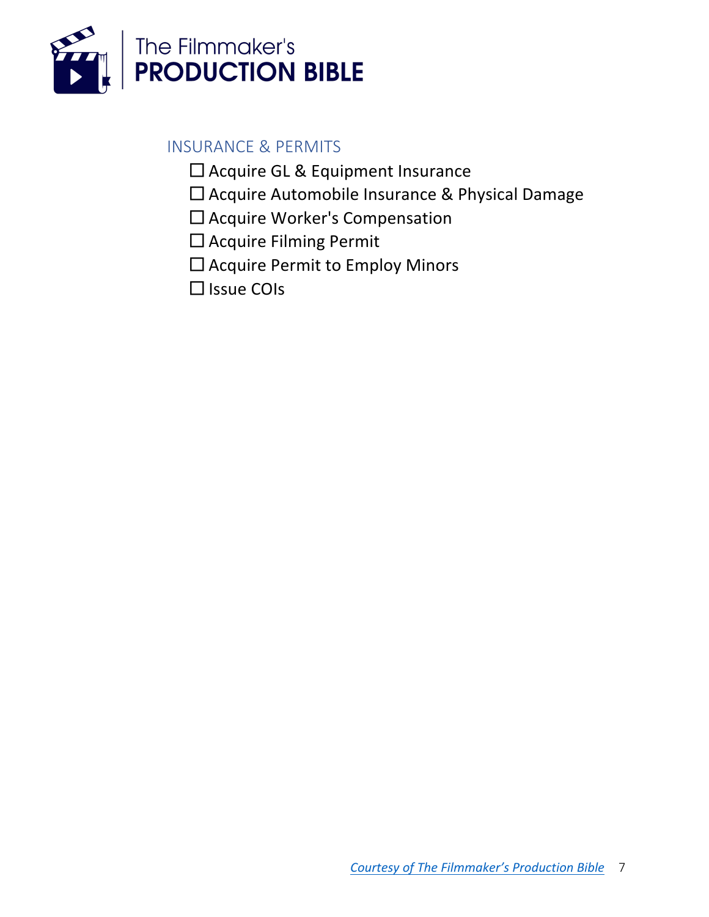## INSURANCE & PERMITS

- ☐ Acquire GL & Equipment Insurance
- ☐ Acquire Automobile Insurance & Physical Damage
- ☐ Acquire Worker's Compensation
- ☐ Acquire Filming Permit
- ☐ Acquire Permit to Employ Minors
- ☐ Issue COIs